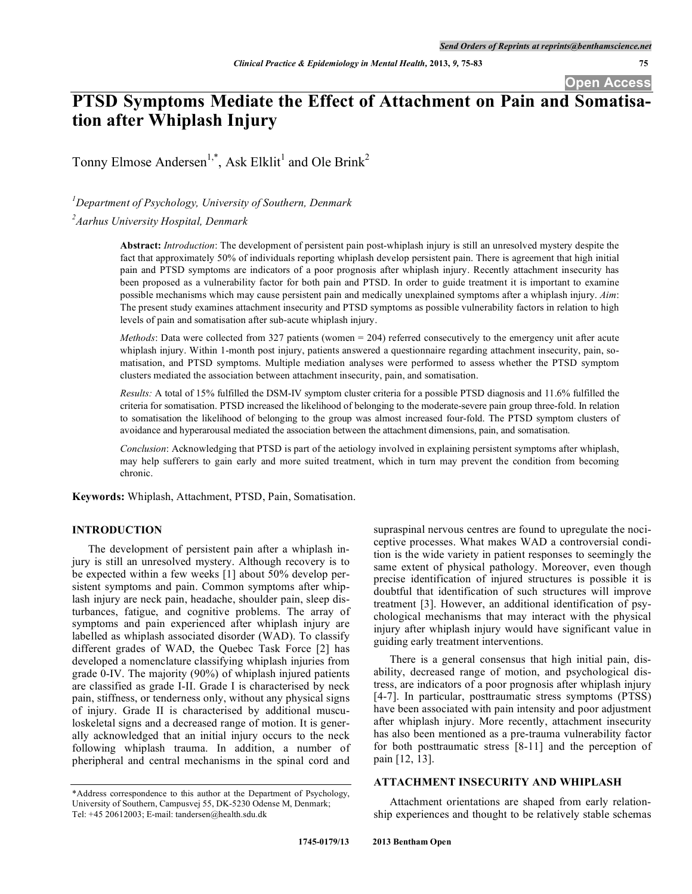# PTSD Symptoms Mediate the Effect of Attachment on Pain and Somatisation after Whiplash Injury

Tonny Elmose Andersen[1,*], Ask Elklit[1] and Ole Brink[2]

[1]*Department of Psychology, University of Southern, Denmark*

[2]*Aarhus University Hospital, Denmark*

**Abstract:** *Introduction*: The development of persistent pain post-whiplash injury is still an unresolved mystery despite the fact that approximately 50% of individuals reporting whiplash develop persistent pain. There is agreement that high initial pain and PTSD symptoms are indicators of a poor prognosis after whiplash injury. Recently attachment insecurity has been proposed as a vulnerability factor for both pain and PTSD. In order to guide treatment it is important to examine possible mechanisms which may cause persistent pain and medically unexplained symptoms after a whiplash injury. *Aim*: The present study examines attachment insecurity and PTSD symptoms as possible vulnerability factors in relation to high levels of pain and somatisation after sub-acute whiplash injury.

*Methods*: Data were collected from 327 patients (women = 204) referred consecutively to the emergency unit after acute whiplash injury. Within 1-month post injury, patients answered a questionnaire regarding attachment insecurity, pain, somatisation, and PTSD symptoms. Multiple mediation analyses were performed to assess whether the PTSD symptom clusters mediated the association between attachment insecurity, pain, and somatisation.

*Results:* A total of 15% fulfilled the DSM-IV symptom cluster criteria for a possible PTSD diagnosis and 11.6% fulfilled the criteria for somatisation. PTSD increased the likelihood of belonging to the moderate-severe pain group three-fold. In relation to somatisation the likelihood of belonging to the group was almost increased four-fold. The PTSD symptom clusters of avoidance and hyperarousal mediated the association between the attachment dimensions, pain, and somatisation.

*Conclusion*: Acknowledging that PTSD is part of the aetiology involved in explaining persistent symptoms after whiplash, may help sufferers to gain early and more suited treatment, which in turn may prevent the condition from becoming chronic.

**Keywords:** Whiplash, Attachment, PTSD, Pain, Somatisation.

## INTRODUCTION

The development of persistent pain after a whiplash injury is still an unresolved mystery. Although recovery is to be expected within a few weeks [1] about 50% develop persistent symptoms and pain. Common symptoms after whiplash injury are neck pain, headache, shoulder pain, sleep disturbances, fatigue, and cognitive problems. The array of symptoms and pain experienced after whiplash injury are labelled as whiplash associated disorder (WAD). To classify different grades of WAD, the Quebec Task Force [2] has developed a nomenclature classifying whiplash injuries from grade 0-IV. The majority (90%) of whiplash injured patients are classified as grade I-II. Grade I is characterised by neck pain, stiffness, or tenderness only, without any physical signs of injury. Grade II is characterised by additional musculoskeletal signs and a decreased range of motion. It is generally acknowledged that an initial injury occurs to the neck following whiplash trauma. In addition, a number of pheripheral and central mechanisms in the spinal cord and supraspinal nervous centres are found to upregulate the nociceptive processes. What makes WAD a controversial condition is the wide variety in patient responses to seemingly the same extent of physical pathology. Moreover, even though precise identification of injured structures is possible it is doubtful that identification of such structures will improve treatment [3]. However, an additional identification of psychological mechanisms that may interact with the physical injury after whiplash injury would have significant value in guiding early treatment interventions.

There is a general consensus that high initial pain, disability, decreased range of motion, and psychological distress, are indicators of a poor prognosis after whiplash injury [4-7]. In particular, posttraumatic stress symptoms (PTSS) have been associated with pain intensity and poor adjustment after whiplash injury. More recently, attachment insecurity has also been mentioned as a pre-trauma vulnerability factor for both posttraumatic stress [8-11] and the perception of pain [12, 13].

## ATTACHMENT INSECURITY AND WHIPLASH

Attachment orientations are shaped from early relationship experiences and thought to be relatively stable schemas

*Address correspondence to this author at the Department of Psychology, University of Southern, Campusvej 55, DK-5230 Odense M, Denmark; Tel: +45 20612003; E-mail: tandersen@health.sdu.dk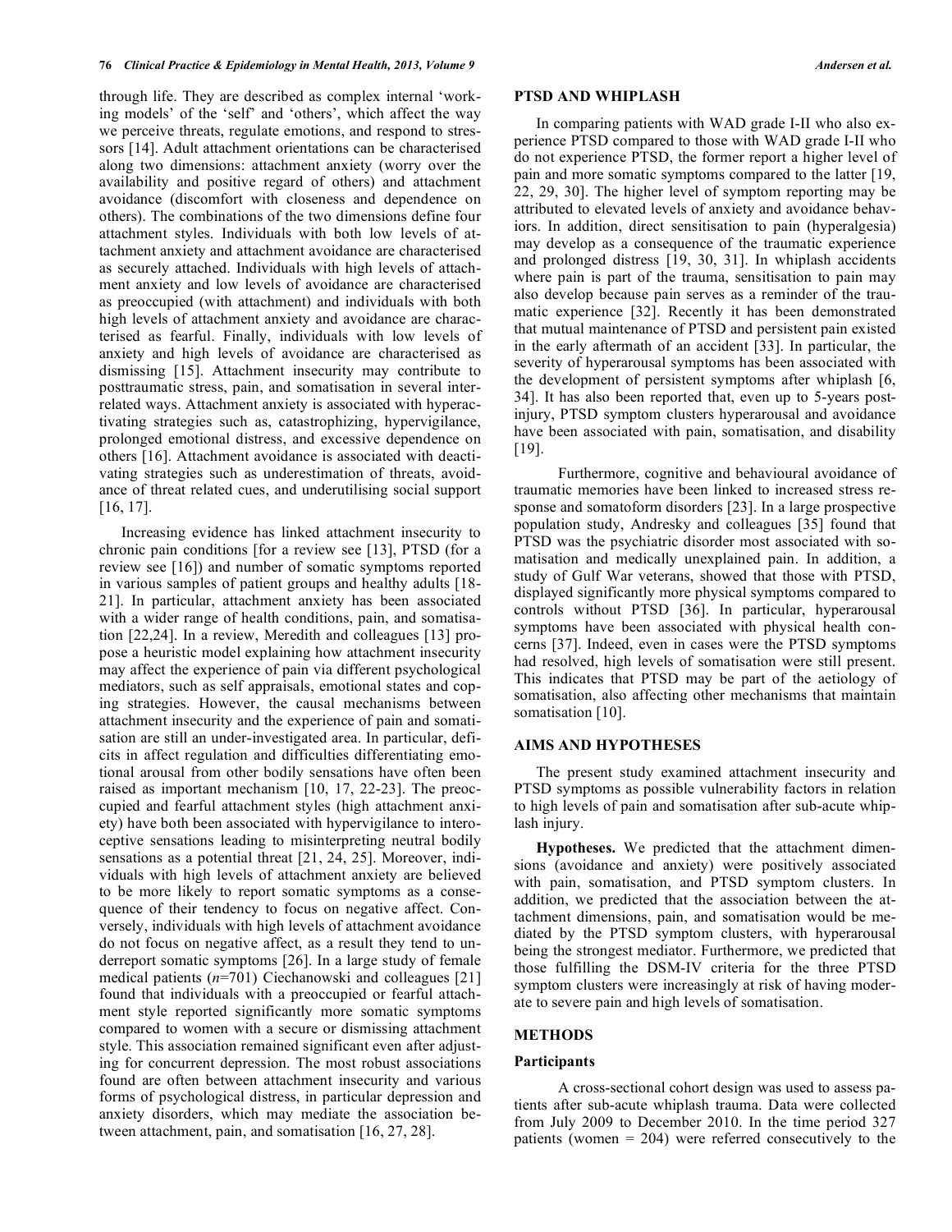through life. They are described as complex internal 'working models' of the 'self' and 'others', which affect the way we perceive threats, regulate emotions, and respond to stressors [14]. Adult attachment orientations can be characterised along two dimensions: attachment anxiety (worry over the availability and positive regard of others) and attachment avoidance (discomfort with closeness and dependence on others). The combinations of the two dimensions define four attachment styles. Individuals with both low levels of attachment anxiety and attachment avoidance are characterised as securely attached. Individuals with high levels of attachment anxiety and low levels of avoidance are characterised as preoccupied (with attachment) and individuals with both high levels of attachment anxiety and avoidance are characterised as fearful. Finally, individuals with low levels of anxiety and high levels of avoidance are characterised as dismissing [15]. Attachment insecurity may contribute to posttraumatic stress, pain, and somatisation in several interrelated ways. Attachment anxiety is associated with hyperactivating strategies such as, catastrophizing, hypervigilance, prolonged emotional distress, and excessive dependence on others [16]. Attachment avoidance is associated with deactivating strategies such as underestimation of threats, avoidance of threat related cues, and underutilising social support [16, 17].

Increasing evidence has linked attachment insecurity to chronic pain conditions [for a review see [13], PTSD (for a review see [16]) and number of somatic symptoms reported in various samples of patient groups and healthy adults [18-21]. In particular, attachment anxiety has been associated with a wider range of health conditions, pain, and somatisation [22,24]. In a review, Meredith and colleagues [13] propose a heuristic model explaining how attachment insecurity may affect the experience of pain via different psychological mediators, such as self appraisals, emotional states and coping strategies. However, the causal mechanisms between attachment insecurity and the experience of pain and somatisation are still an under-investigated area. In particular, deficits in affect regulation and difficulties differentiating emotional arousal from other bodily sensations have often been raised as important mechanism [10, 17, 22-23]. The preoccupied and fearful attachment styles (high attachment anxiety) have both been associated with hypervigilance to interoceptive sensations leading to misinterpreting neutral bodily sensations as a potential threat [21, 24, 25]. Moreover, individuals with high levels of attachment anxiety are believed to be more likely to report somatic symptoms as a consequence of their tendency to focus on negative affect. Conversely, individuals with high levels of attachment avoidance do not focus on negative affect, as a result they tend to underreport somatic symptoms [26]. In a large study of female medical patients (*n*=701) Ciechanowski and colleagues [21] found that individuals with a preoccupied or fearful attachment style reported significantly more somatic symptoms compared to women with a secure or dismissing attachment style. This association remained significant even after adjusting for concurrent depression. The most robust associations found are often between attachment insecurity and various forms of psychological distress, in particular depression and anxiety disorders, which may mediate the association between attachment, pain, and somatisation [16, 27, 28].

## PTSD AND WHIPLASH

In comparing patients with WAD grade I-II who also experience PTSD compared to those with WAD grade I-II who do not experience PTSD, the former report a higher level of pain and more somatic symptoms compared to the latter [19, 22, 29, 30]. The higher level of symptom reporting may be attributed to elevated levels of anxiety and avoidance behaviors. In addition, direct sensitisation to pain (hyperalgesia) may develop as a consequence of the traumatic experience and prolonged distress [19, 30, 31]. In whiplash accidents where pain is part of the trauma, sensitisation to pain may also develop because pain serves as a reminder of the traumatic experience [32]. Recently it has been demonstrated that mutual maintenance of PTSD and persistent pain existed in the early aftermath of an accident [33]. In particular, the severity of hyperarousal symptoms has been associated with the development of persistent symptoms after whiplash [6, 34]. It has also been reported that, even up to 5-years post-injury, PTSD symptom clusters hyperarousal and avoidance have been associated with pain, somatisation, and disability [19].

Furthermore, cognitive and behavioural avoidance of traumatic memories have been linked to increased stress response and somatoform disorders [23]. In a large prospective population study, Andresky and colleagues [35] found that PTSD was the psychiatric disorder most associated with somatisation and medically unexplained pain. In addition, a study of Gulf War veterans, showed that those with PTSD, displayed significantly more physical symptoms compared to controls without PTSD [36]. In particular, hyperarousal symptoms have been associated with physical health concerns [37]. Indeed, even in cases were the PTSD symptoms had resolved, high levels of somatisation were still present. This indicates that PTSD may be part of the aetiology of somatisation, also affecting other mechanisms that maintain somatisation [10].

## AIMS AND HYPOTHESES

The present study examined attachment insecurity and PTSD symptoms as possible vulnerability factors in relation to high levels of pain and somatisation after sub-acute whiplash injury.

**Hypotheses.** We predicted that the attachment dimensions (avoidance and anxiety) were positively associated with pain, somatisation, and PTSD symptom clusters. In addition, we predicted that the association between the attachment dimensions, pain, and somatisation would be mediated by the PTSD symptom clusters, with hyperarousal being the strongest mediator. Furthermore, we predicted that those fulfilling the DSM-IV criteria for the three PTSD symptom clusters were increasingly at risk of having moderate to severe pain and high levels of somatisation.

## METHODS

### Participants

A cross-sectional cohort design was used to assess patients after sub-acute whiplash trauma. Data were collected from July 2009 to December 2010. In the time period 327 patients (women = 204) were referred consecutively to the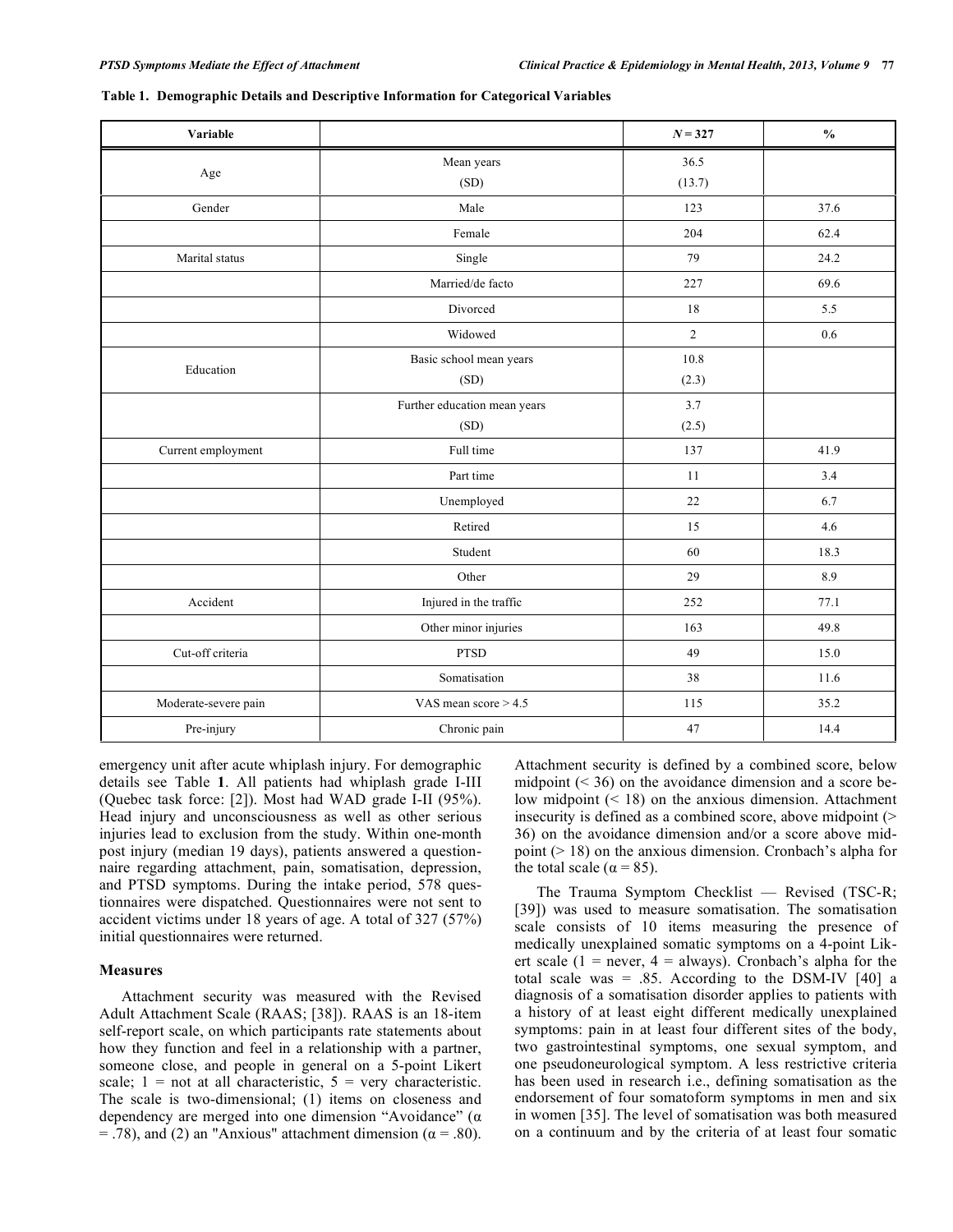**Table 1. Demographic Details and Descriptive Information for Categorical Variables**

| Variable | | $N = 327$ | % |
|---|---|---|---|
| Age | Mean years (SD) | 36.5 (13.7) | |
| Gender | Male | 123 | 37.6 |
| | Female | 204 | 62.4 |
| Marital status | Single | 79 | 24.2 |
| | Married/de facto | 227 | 69.6 |
| | Divorced | 18 | 5.5 |
| | Widowed | 2 | 0.6 |
| Education | Basic school mean years (SD) | 10.8 (2.3) | |
| | Further education mean years (SD) | 3.7 (2.5) | |
| Current employment | Full time | 137 | 41.9 |
| | Part time | 11 | 3.4 |
| | Unemployed | 22 | 6.7 |
| | Retired | 15 | 4.6 |
| | Student | 60 | 18.3 |
| | Other | 29 | 8.9 |
| Accident | Injured in the traffic | 252 | 77.1 |
| | Other minor injuries | 163 | 49.8 |
| Cut-off criteria | PTSD | 49 | 15.0 |
| | Somatisation | 38 | 11.6 |
| Moderate-severe pain | VAS mean score > 4.5 | 115 | 35.2 |
| Pre-injury | Chronic pain | 47 | 14.4 |

emergency unit after acute whiplash injury. For demographic details see Table **1**. All patients had whiplash grade I-III (Quebec task force: [2]). Most had WAD grade I-II (95%). Head injury and unconsciousness as well as other serious injuries lead to exclusion from the study. Within one-month post injury (median 19 days), patients answered a questionnaire regarding attachment, pain, somatisation, depression, and PTSD symptoms. During the intake period, 578 questionnaires were dispatched. Questionnaires were not sent to accident victims under 18 years of age. A total of 327 (57%) initial questionnaires were returned.

### Measures

Attachment security was measured with the Revised Adult Attachment Scale (RAAS; [38]). RAAS is an 18-item self-report scale, on which participants rate statements about how they function and feel in a relationship with a partner, someone close, and people in general on a 5-point Likert scale; 1 = not at all characteristic, 5 = very characteristic. The scale is two-dimensional; (1) items on closeness and dependency are merged into one dimension "Avoidance" ($\alpha = .78$), and (2) an "Anxious" attachment dimension ($\alpha = .80$). Attachment security is defined by a combined score, below midpoint (< 36) on the avoidance dimension and a score below midpoint (< 18) on the anxious dimension. Attachment insecurity is defined as a combined score, above midpoint (> 36) on the avoidance dimension and/or a score above midpoint (> 18) on the anxious dimension. Cronbach's alpha for the total scale ($\alpha = 85$).

The Trauma Symptom Checklist — Revised (TSC-R; [39]) was used to measure somatisation. The somatisation scale consists of 10 items measuring the presence of medically unexplained somatic symptoms on a 4-point Likert scale (1 = never, 4 = always). Cronbach's alpha for the total scale was = .85. According to the DSM-IV [40] a diagnosis of a somatisation disorder applies to patients with a history of at least eight different medically unexplained symptoms: pain in at least four different sites of the body, two gastrointestinal symptoms, one sexual symptom, and one pseudoneurological symptom. A less restrictive criteria has been used in research i.e., defining somatisation as the endorsement of four somatoform symptoms in men and six in women [35]. The level of somatisation was both measured on a continuum and by the criteria of at least four somatic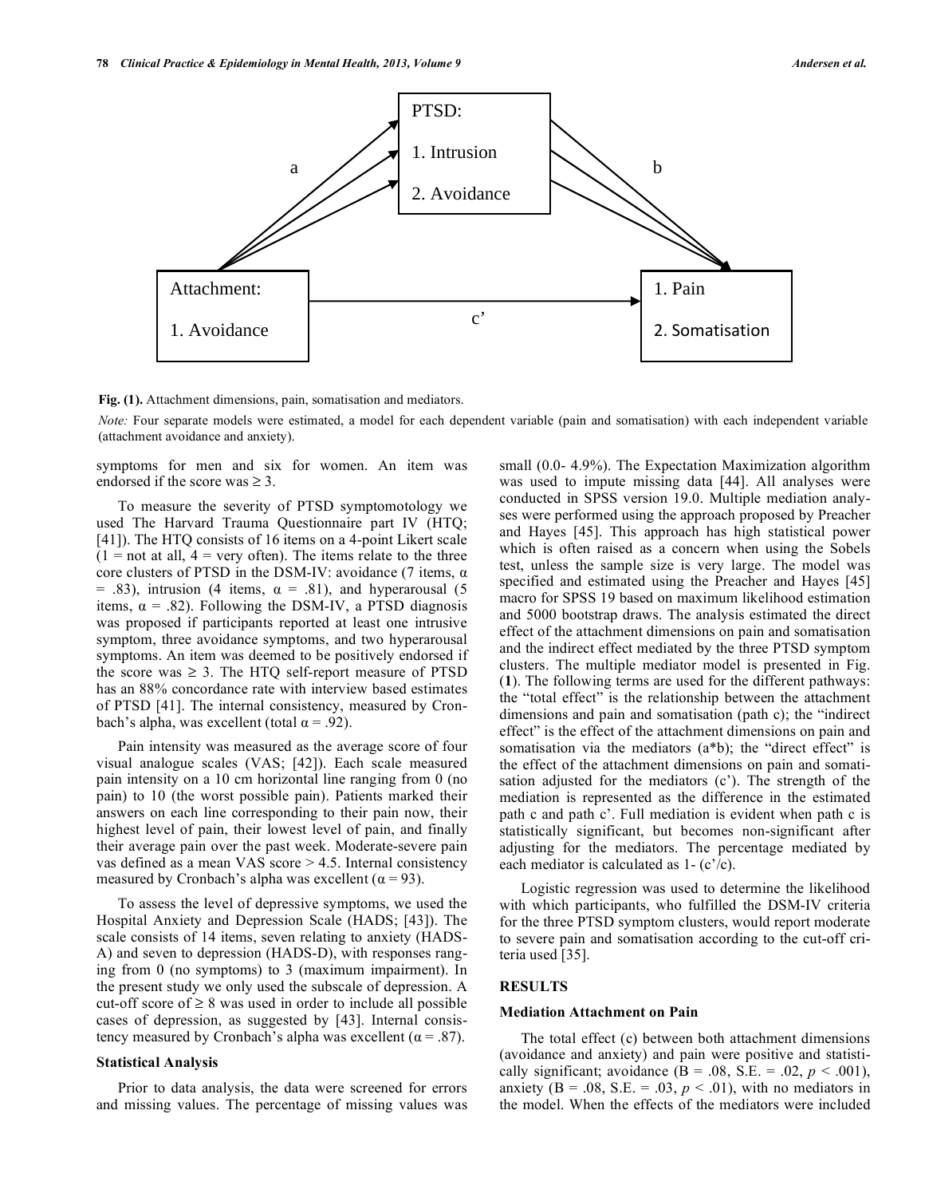PTSD:

1. Intrusion

2. Avoidance

a

b

Attachment:

1. Avoidance

c'

1. Pain

2. Somatisation

**Fig. (1).** Attachment dimensions, pain, somatisation and mediators.

*Note:* Four separate models were estimated, a model for each dependent variable (pain and somatisation) with each independent variable (attachment avoidance and anxiety).

symptoms for men and six for women. An item was endorsed if the score was ≥ 3.

To measure the severity of PTSD symptomatology we used The Harvard Trauma Questionnaire part IV (HTQ; [41]). The HTQ consists of 16 items on a 4-point Likert scale (1 = not at all, 4 = very often). The items relate to the three core clusters of PTSD in the DSM-IV: avoidance (7 items, α = .83), intrusion (4 items, α = .81), and hyperarousal (5 items, α = .82). Following the DSM-IV, a PTSD diagnosis was proposed if participants reported at least one intrusive symptom, three avoidance symptoms, and two hyperarousal symptoms. An item was deemed to be positively endorsed if the score was ≥ 3. The HTQ self-report measure of PTSD has an 88% concordance rate with interview based estimates of PTSD [41]. The internal consistency, measured by Cronbach's alpha, was excellent (total α = .92).

Pain intensity was measured as the average score of four visual analogue scales (VAS; [42]). Each scale measured pain intensity on a 10 cm horizontal line ranging from 0 (no pain) to 10 (the worst possible pain). Patients marked their answers on each line corresponding to their pain now, their highest level of pain, their lowest level of pain, and finally their average pain over the past week. Moderate-severe pain vas defined as a mean VAS score > 4.5. Internal consistency measured by Cronbach's alpha was excellent (α = 93).

To assess the level of depressive symptoms, we used the Hospital Anxiety and Depression Scale (HADS; [43]). The scale consists of 14 items, seven relating to anxiety (HADS-A) and seven to depression (HADS-D), with responses ranging from 0 (no symptoms) to 3 (maximum impairment). In the present study we only used the subscale of depression. A cut-off score of ≥ 8 was used in order to include all possible cases of depression, as suggested by [43]. Internal consistency measured by Cronbach's alpha was excellent (α = .87).

### Statistical Analysis

Prior to data analysis, the data were screened for errors and missing values. The percentage of missing values was small (0.0- 4.9%). The Expectation Maximization algorithm was used to impute missing data [44]. All analyses were conducted in SPSS version 19.0. Multiple mediation analyses were performed using the approach proposed by Preacher and Hayes [45]. This approach has high statistical power which is often raised as a concern when using the Sobels test, unless the sample size is very large. The model was specified and estimated using the Preacher and Hayes [45] macro for SPSS 19 based on maximum likelihood estimation and 5000 bootstrap draws. The analysis estimated the direct effect of the attachment dimensions on pain and somatisation and the indirect effect mediated by the three PTSD symptom clusters. The multiple mediator model is presented in Fig. (**1**). The following terms are used for the different pathways: the "total effect" is the relationship between the attachment dimensions and pain and somatisation (path c); the "indirect effect" is the effect of the attachment dimensions on pain and somatisation via the mediators (a*b); the "direct effect" is the effect of the attachment dimensions on pain and somatisation adjusted for the mediators (c'). The strength of the mediation is represented as the difference in the estimated path c and path c'. Full mediation is evident when path c is statistically significant, but becomes non-significant after adjusting for the mediators. The percentage mediated by each mediator is calculated as 1- (c'/c).

Logistic regression was used to determine the likelihood with which participants, who fulfilled the DSM-IV criteria for the three PTSD symptom clusters, would report moderate to severe pain and somatisation according to the cut-off criteria used [35].

## RESULTS

### Mediation Attachment on Pain

The total effect (c) between both attachment dimensions (avoidance and anxiety) and pain were positive and statistically significant; avoidance (B = .08, S.E. = .02, $p < .001$), anxiety (B = .08, S.E. = .03, $p < .01$), with no mediators in the model. When the effects of the mediators were included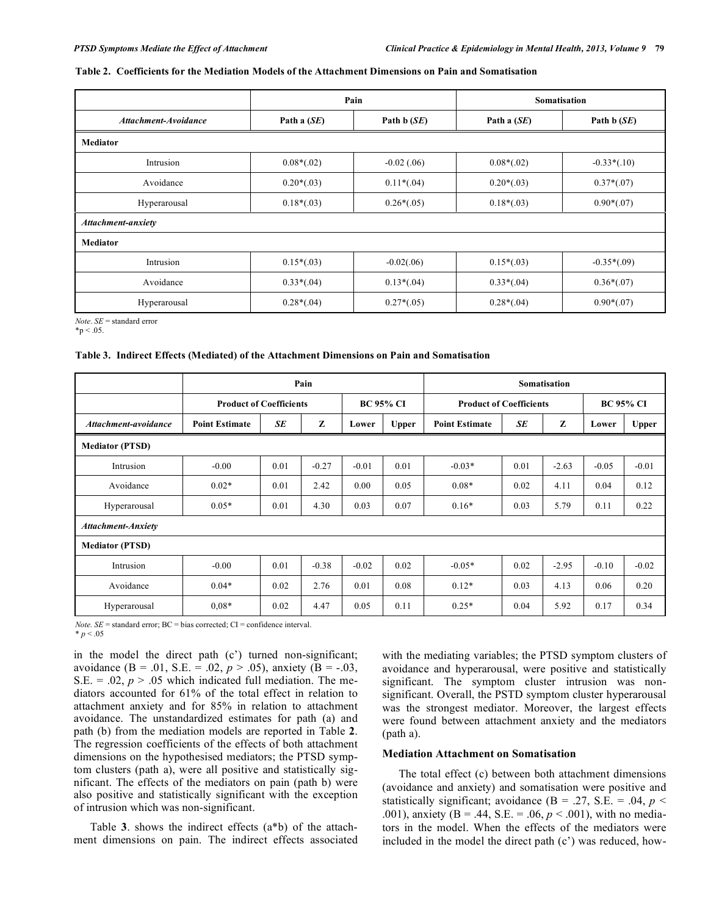**Table 2. Coefficients for the Mediation Models of the Attachment Dimensions on Pain and Somatisation**

| | Pain | | Somatisation | |
|---|---|---|---|---|
| *Attachment-Avoidance* | Path a (*SE*) | Path b (*SE*) | Path a (*SE*) | Path b (*SE*) |
| **Mediator** | | | | |
| Intrusion | 0.08*(.02) | -0.02 (.06) | 0.08*(.02) | -0.33*(.10) |
| Avoidance | 0.20*(.03) | 0.11*(.04) | 0.20*(.03) | 0.37*(.07) |
| Hyperarousal | 0.18*(.03) | 0.26*(.05) | 0.18*(.03) | 0.90*(.07) |
| ***Attachment-anxiety*** | | | | |
| **Mediator** | | | | |
| Intrusion | 0.15*(.03) | -0.02(.06) | 0.15*(.03) | -0.35*(.09) |
| Avoidance | 0.33*(.04) | 0.13*(.04) | 0.33*(.04) | 0.36*(.07) |
| Hyperarousal | 0.28*(.04) | 0.27*(.05) | 0.28*(.04) | 0.90*(.07) |

*Note*. *SE* = standard error
*p < .05.

**Table 3. Indirect Effects (Mediated) of the Attachment Dimensions on Pain and Somatisation**

| | Pain | | | | | Somatisation | | | | |
|---|---|---|---|---|---|---|---|---|---|---|
| | Product of Coefficients | | | BC 95% CI | | Product of Coefficients | | | BC 95% CI | |
| *Attachment-avoidance* | Point Estimate | *SE* | Z | Lower | Upper | Point Estimate | *SE* | Z | Lower | Upper |
| **Mediator (PTSD)** | | | | | | | | | | |
| Intrusion | -0.00 | 0.01 | -0.27 | -0.01 | 0.01 | -0.03* | 0.01 | -2.63 | -0.05 | -0.01 |
| Avoidance | 0.02* | 0.01 | 2.42 | 0.00 | 0.05 | 0.08* | 0.02 | 4.11 | 0.04 | 0.12 |
| Hyperarousal | 0.05* | 0.01 | 4.30 | 0.03 | 0.07 | 0.16* | 0.03 | 5.79 | 0.11 | 0.22 |
| ***Attachment-Anxiety*** | | | | | | | | | | |
| **Mediator (PTSD)** | | | | | | | | | | |
| Intrusion | -0.00 | 0.01 | -0.38 | -0.02 | 0.02 | -0.05* | 0.02 | -2.95 | -0.10 | -0.02 |
| Avoidance | 0.04* | 0.02 | 2.76 | 0.01 | 0.08 | 0.12* | 0.03 | 4.13 | 0.06 | 0.20 |
| Hyperarousal | 0,08* | 0.02 | 4.47 | 0.05 | 0.11 | 0.25* | 0.04 | 5.92 | 0.17 | 0.34 |

*Note. SE* = standard error; BC = bias corrected; CI = confidence interval.
* $p < .05$

in the model the direct path (c') turned non-significant; avoidance (B = .01, S.E. = .02, $p > .05$), anxiety (B = -.03, S.E. = .02, $p > .05$ which indicated full mediation. The mediators accounted for 61% of the total effect in relation to attachment anxiety and for 85% in relation to attachment avoidance. The unstandardized estimates for path (a) and path (b) from the mediation models are reported in Table **2**. The regression coefficients of the effects of both attachment dimensions on the hypothesised mediators; the PTSD symptom clusters (path a), were all positive and statistically significant. The effects of the mediators on pain (path b) were also positive and statistically significant with the exception of intrusion which was non-significant.

Table **3**. shows the indirect effects (a*b) of the attachment dimensions on pain. The indirect effects associated with the mediating variables; the PTSD symptom clusters of avoidance and hyperarousal, were positive and statistically significant. The symptom cluster intrusion was non-significant. Overall, the PSTD symptom cluster hyperarousal was the strongest mediator. Moreover, the largest effects were found between attachment anxiety and the mediators (path a).

### Mediation Attachment on Somatisation

The total effect (c) between both attachment dimensions (avoidance and anxiety) and somatisation were positive and statistically significant; avoidance (B = .27, S.E. = .04, $p < .001$), anxiety (B = .44, S.E. = .06, $p < .001$), with no mediators in the model. When the effects of the mediators were included in the model the direct path (c') was reduced, how-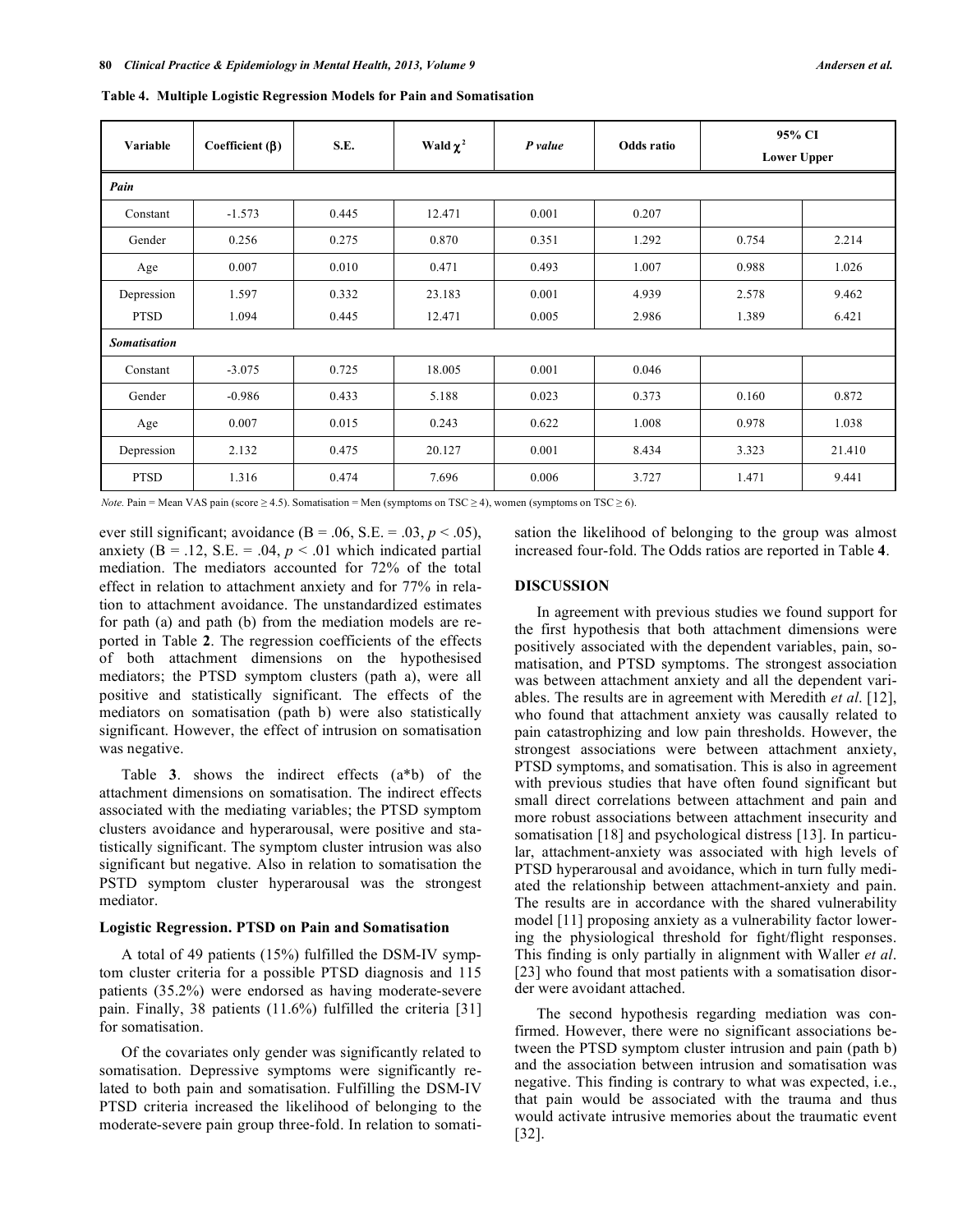**Table 4. Multiple Logistic Regression Models for Pain and Somatisation**

| Variable | Coefficient (β) | S.E. | Wald $\chi^2$ | *P value* | Odds ratio | 95% CI Lower | Upper |
|---|---|---|---|---|---|---|---|
| ***Pain*** | | | | | | | |
| Constant | -1.573 | 0.445 | 12.471 | 0.001 | 0.207 | | |
| Gender | 0.256 | 0.275 | 0.870 | 0.351 | 1.292 | 0.754 | 2.214 |
| Age | 0.007 | 0.010 | 0.471 | 0.493 | 1.007 | 0.988 | 1.026 |
| Depression | 1.597 | 0.332 | 23.183 | 0.001 | 4.939 | 2.578 | 9.462 |
| PTSD | 1.094 | 0.445 | 12.471 | 0.005 | 2.986 | 1.389 | 6.421 |
| ***Somatisation*** | | | | | | | |
| Constant | -3.075 | 0.725 | 18.005 | 0.001 | 0.046 | | |
| Gender | -0.986 | 0.433 | 5.188 | 0.023 | 0.373 | 0.160 | 0.872 |
| Age | 0.007 | 0.015 | 0.243 | 0.622 | 1.008 | 0.978 | 1.038 |
| Depression | 2.132 | 0.475 | 20.127 | 0.001 | 8.434 | 3.323 | 21.410 |
| PTSD | 1.316 | 0.474 | 7.696 | 0.006 | 3.727 | 1.471 | 9.441 |

*Note.* Pain = Mean VAS pain (score ≥ 4.5). Somatisation = Men (symptoms on TSC ≥ 4), women (symptoms on TSC ≥ 6).

ever still significant; avoidance (B = .06, S.E. = .03, $p < .05$), anxiety (B = .12, S.E. = .04, $p < .01$ which indicated partial mediation. The mediators accounted for 72% of the total effect in relation to attachment anxiety and for 77% in relation to attachment avoidance. The unstandardized estimates for path (a) and path (b) from the mediation models are reported in Table **2**. The regression coefficients of the effects of both attachment dimensions on the hypothesised mediators; the PTSD symptom clusters (path a), were all positive and statistically significant. The effects of the mediators on somatisation (path b) were also statistically significant. However, the effect of intrusion on somatisation was negative.

Table **3**. shows the indirect effects (a*b) of the attachment dimensions on somatisation. The indirect effects associated with the mediating variables; the PTSD symptom clusters avoidance and hyperarousal, were positive and statistically significant. The symptom cluster intrusion was also significant but negative. Also in relation to somatisation the PSTD symptom cluster hyperarousal was the strongest mediator.

### Logistic Regression. PTSD on Pain and Somatisation

A total of 49 patients (15%) fulfilled the DSM-IV symptom cluster criteria for a possible PTSD diagnosis and 115 patients (35.2%) were endorsed as having moderate-severe pain. Finally, 38 patients (11.6%) fulfilled the criteria [31] for somatisation.

Of the covariates only gender was significantly related to somatisation. Depressive symptoms were significantly related to both pain and somatisation. Fulfilling the DSM-IV PTSD criteria increased the likelihood of belonging to the moderate-severe pain group three-fold. In relation to somatisation the likelihood of belonging to the group was almost increased four-fold. The Odds ratios are reported in Table **4**.

## DISCUSSION

In agreement with previous studies we found support for the first hypothesis that both attachment dimensions were positively associated with the dependent variables, pain, somatisation, and PTSD symptoms. The strongest association was between attachment anxiety and all the dependent variables. The results are in agreement with Meredith *et al*. [12], who found that attachment anxiety was causally related to pain catastrophizing and low pain thresholds. However, the strongest associations were between attachment anxiety, PTSD symptoms, and somatisation. This is also in agreement with previous studies that have often found significant but small direct correlations between attachment and pain and more robust associations between attachment insecurity and somatisation [18] and psychological distress [13]. In particular, attachment-anxiety was associated with high levels of PTSD hyperarousal and avoidance, which in turn fully mediated the relationship between attachment-anxiety and pain. The results are in accordance with the shared vulnerability model [11] proposing anxiety as a vulnerability factor lowering the physiological threshold for fight/flight responses. This finding is only partially in alignment with Waller *et al*. [23] who found that most patients with a somatisation disorder were avoidant attached.

The second hypothesis regarding mediation was confirmed. However, there were no significant associations between the PTSD symptom cluster intrusion and pain (path b) and the association between intrusion and somatisation was negative. This finding is contrary to what was expected, i.e., that pain would be associated with the trauma and thus would activate intrusive memories about the traumatic event [32].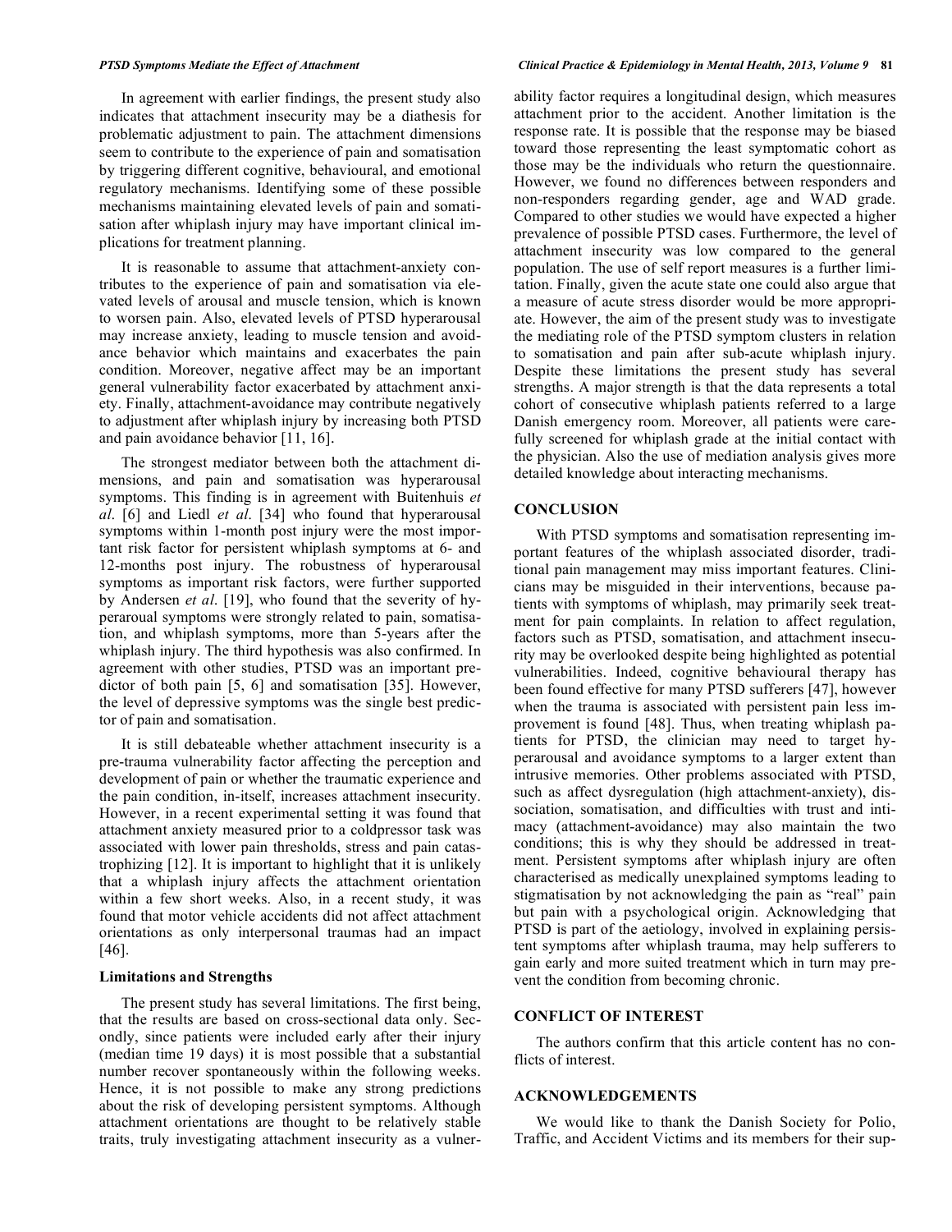In agreement with earlier findings, the present study also indicates that attachment insecurity may be a diathesis for problematic adjustment to pain. The attachment dimensions seem to contribute to the experience of pain and somatisation by triggering different cognitive, behavioural, and emotional regulatory mechanisms. Identifying some of these possible mechanisms maintaining elevated levels of pain and somatisation after whiplash injury may have important clinical implications for treatment planning.

It is reasonable to assume that attachment-anxiety contributes to the experience of pain and somatisation via elevated levels of arousal and muscle tension, which is known to worsen pain. Also, elevated levels of PTSD hyperarousal may increase anxiety, leading to muscle tension and avoidance behavior which maintains and exacerbates the pain condition. Moreover, negative affect may be an important general vulnerability factor exacerbated by attachment anxiety. Finally, attachment-avoidance may contribute negatively to adjustment after whiplash injury by increasing both PTSD and pain avoidance behavior [11, 16].

The strongest mediator between both the attachment dimensions, and pain and somatisation was hyperarousal symptoms. This finding is in agreement with Buitenhuis *et al*. [6] and Liedl *et al*. [34] who found that hyperarousal symptoms within 1-month post injury were the most important risk factor for persistent whiplash symptoms at 6- and 12-months post injury. The robustness of hyperarousal symptoms as important risk factors, were further supported by Andersen *et al*. [19], who found that the severity of hyperaroual symptoms were strongly related to pain, somatisation, and whiplash symptoms, more than 5-years after the whiplash injury. The third hypothesis was also confirmed. In agreement with other studies, PTSD was an important predictor of both pain [5, 6] and somatisation [35]. However, the level of depressive symptoms was the single best predictor of pain and somatisation.

It is still debateable whether attachment insecurity is a pre-trauma vulnerability factor affecting the perception and development of pain or whether the traumatic experience and the pain condition, in-itself, increases attachment insecurity. However, in a recent experimental setting it was found that attachment anxiety measured prior to a coldpressor task was associated with lower pain thresholds, stress and pain catastrophizing [12]. It is important to highlight that it is unlikely that a whiplash injury affects the attachment orientation within a few short weeks. Also, in a recent study, it was found that motor vehicle accidents did not affect attachment orientations as only interpersonal traumas had an impact [46].

### Limitations and Strengths

The present study has several limitations. The first being, that the results are based on cross-sectional data only. Secondly, since patients were included early after their injury (median time 19 days) it is most possible that a substantial number recover spontaneously within the following weeks. Hence, it is not possible to make any strong predictions about the risk of developing persistent symptoms. Although attachment orientations are thought to be relatively stable traits, truly investigating attachment insecurity as a vulnerability factor requires a longitudinal design, which measures attachment prior to the accident. Another limitation is the response rate. It is possible that the response may be biased toward those representing the least symptomatic cohort as those may be the individuals who return the questionnaire. However, we found no differences between responders and non-responders regarding gender, age and WAD grade. Compared to other studies we would have expected a higher prevalence of possible PTSD cases. Furthermore, the level of attachment insecurity was low compared to the general population. The use of self report measures is a further limitation. Finally, given the acute state one could also argue that a measure of acute stress disorder would be more appropriate. However, the aim of the present study was to investigate the mediating role of the PTSD symptom clusters in relation to somatisation and pain after sub-acute whiplash injury. Despite these limitations the present study has several strengths. A major strength is that the data represents a total cohort of consecutive whiplash patients referred to a large Danish emergency room. Moreover, all patients were carefully screened for whiplash grade at the initial contact with the physician. Also the use of mediation analysis gives more detailed knowledge about interacting mechanisms.

## CONCLUSION

With PTSD symptoms and somatisation representing important features of the whiplash associated disorder, traditional pain management may miss important features. Clinicians may be misguided in their interventions, because patients with symptoms of whiplash, may primarily seek treatment for pain complaints. In relation to affect regulation, factors such as PTSD, somatisation, and attachment insecurity may be overlooked despite being highlighted as potential vulnerabilities. Indeed, cognitive behavioural therapy has been found effective for many PTSD sufferers [47], however when the trauma is associated with persistent pain less improvement is found [48]. Thus, when treating whiplash patients for PTSD, the clinician may need to target hyperarousal and avoidance symptoms to a larger extent than intrusive memories. Other problems associated with PTSD, such as affect dysregulation (high attachment-anxiety), dissociation, somatisation, and difficulties with trust and intimacy (attachment-avoidance) may also maintain the two conditions; this is why they should be addressed in treatment. Persistent symptoms after whiplash injury are often characterised as medically unexplained symptoms leading to stigmatisation by not acknowledging the pain as "real" pain but pain with a psychological origin. Acknowledging that PTSD is part of the aetiology, involved in explaining persistent symptoms after whiplash trauma, may help sufferers to gain early and more suited treatment which in turn may prevent the condition from becoming chronic.

## CONFLICT OF INTEREST

The authors confirm that this article content has no conflicts of interest.

## ACKNOWLEDGEMENTS

We would like to thank the Danish Society for Polio, Traffic, and Accident Victims and its members for their sup-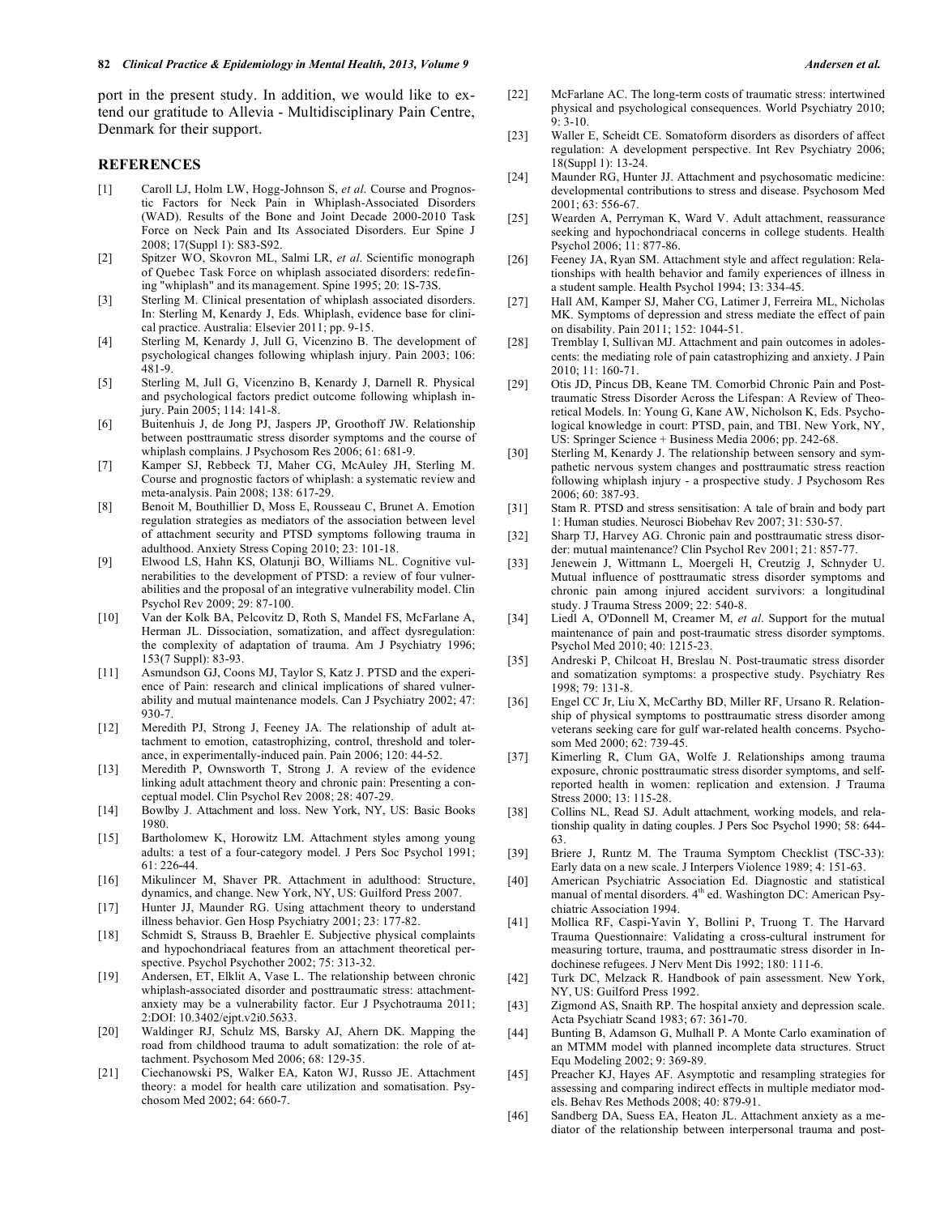port in the present study. In addition, we would like to extend our gratitude to Allevia - Multidisciplinary Pain Centre, Denmark for their support.

## REFERENCES

[1] Caroll LJ, Holm LW, Hogg-Johnson S, *et al*. Course and Prognostic Factors for Neck Pain in Whiplash-Associated Disorders (WAD). Results of the Bone and Joint Decade 2000-2010 Task Force on Neck Pain and Its Associated Disorders. Eur Spine J 2008; 17(Suppl 1): S83-S92.

[2] Spitzer WO, Skovron ML, Salmi LR, *et al*. Scientific monograph of Quebec Task Force on whiplash associated disorders: redefining "whiplash" and its management. Spine 1995; 20: 1S-73S.

[3] Sterling M. Clinical presentation of whiplash associated disorders. In: Sterling M, Kenardy J, Eds. Whiplash, evidence base for clinical practice. Australia: Elsevier 2011; pp. 9-15.

[4] Sterling M, Kenardy J, Jull G, Vicenzino B. The development of psychological changes following whiplash injury. Pain 2003; 106: 481-9.

[5] Sterling M, Jull G, Vicenzino B, Kenardy J, Darnell R. Physical and psychological factors predict outcome following whiplash injury. Pain 2005; 114: 141-8.

[6] Buitenhuis J, de Jong PJ, Jaspers JP, Groothoff JW. Relationship between posttraumatic stress disorder symptoms and the course of whiplash complains. J Psychosom Res 2006; 61: 681-9.

[7] Kamper SJ, Rebbeck TJ, Maher CG, McAuley JH, Sterling M. Course and prognostic factors of whiplash: a systematic review and meta-analysis. Pain 2008; 138: 617-29.

[8] Benoit M, Bouthillier D, Moss E, Rousseau C, Brunet A. Emotion regulation strategies as mediators of the association between level of attachment security and PTSD symptoms following trauma in adulthood. Anxiety Stress Coping 2010; 23: 101-18.

[9] Elwood LS, Hahn KS, Olatunji BO, Williams NL. Cognitive vulnerabilities to the development of PTSD: a review of four vulnerabilities and the proposal of an integrative vulnerability model. Clin Psychol Rev 2009; 29: 87-100.

[10] Van der Kolk BA, Pelcovitz D, Roth S, Mandel FS, McFarlane A, Herman JL. Dissociation, somatization, and affect dysregulation: the complexity of adaptation of trauma. Am J Psychiatry 1996; 153(7 Suppl): 83-93.

[11] Asmundson GJ, Coons MJ, Taylor S, Katz J. PTSD and the experience of Pain: research and clinical implications of shared vulnerability and mutual maintenance models. Can J Psychiatry 2002; 47: 930-7.

[12] Meredith PJ, Strong J, Feeney JA. The relationship of adult attachment to emotion, catastrophizing, control, threshold and tolerance, in experimentally-induced pain. Pain 2006; 120: 44-52.

[13] Meredith P, Ownsworth T, Strong J. A review of the evidence linking adult attachment theory and chronic pain: Presenting a conceptual model. Clin Psychol Rev 2008; 28: 407-29.

[14] Bowlby J. Attachment and loss. New York, NY, US: Basic Books 1980.

[15] Bartholomew K, Horowitz LM. Attachment styles among young adults: a test of a four-category model. J Pers Soc Psychol 1991; 61: 226-44.

[16] Mikulincer M, Shaver PR. Attachment in adulthood: Structure, dynamics, and change. New York, NY, US: Guilford Press 2007.

[17] Hunter JJ, Maunder RG. Using attachment theory to understand illness behavior. Gen Hosp Psychiatry 2001; 23: 177-82.

[18] Schmidt S, Strauss B, Braehler E. Subjective physical complaints and hypochondriacal features from an attachment theoretical perspective. Psychol Psychother 2002; 75: 313-32.

[19] Andersen, ET, Elklit A, Vase L. The relationship between chronic whiplash-associated disorder and posttraumatic stress: attachment-anxiety may be a vulnerability factor. Eur J Psychotrauma 2011; 2:DOI: 10.3402/ejpt.v2i0.5633.

[20] Waldinger RJ, Schulz MS, Barsky AJ, Ahern DK. Mapping the road from childhood trauma to adult somatization: the role of attachment. Psychosom Med 2006; 68: 129-35.

[21] Ciechanowski PS, Walker EA, Katon WJ, Russo JE. Attachment theory: a model for health care utilization and somatisation. Psychosom Med 2002; 64: 660-7.

[22] McFarlane AC. The long-term costs of traumatic stress: intertwined physical and psychological consequences. World Psychiatry 2010; 9: 3-10.

[23] Waller E, Scheidt CE. Somatoform disorders as disorders of affect regulation: A development perspective. Int Rev Psychiatry 2006; 18(Suppl 1): 13-24.

[24] Maunder RG, Hunter JJ. Attachment and psychosomatic medicine: developmental contributions to stress and disease. Psychosom Med 2001; 63: 556-67.

[25] Wearden A, Perryman K, Ward V. Adult attachment, reassurance seeking and hypochondriacal concerns in college students. Health Psychol 2006; 11: 877-86.

[26] Feeney JA, Ryan SM. Attachment style and affect regulation: Relationships with health behavior and family experiences of illness in a student sample. Health Psychol 1994; 13: 334-45.

[27] Hall AM, Kamper SJ, Maher CG, Latimer J, Ferreira ML, Nicholas MK. Symptoms of depression and stress mediate the effect of pain on disability. Pain 2011; 152: 1044-51.

[28] Tremblay I, Sullivan MJ. Attachment and pain outcomes in adolescents: the mediating role of pain catastrophizing and anxiety. J Pain 2010; 11: 160-71.

[29] Otis JD, Pincus DB, Keane TM. Comorbid Chronic Pain and Posttraumatic Stress Disorder Across the Lifespan: A Review of Theoretical Models. In: Young G, Kane AW, Nicholson K, Eds. Psychological knowledge in court: PTSD, pain, and TBI. New York, NY, US: Springer Science + Business Media 2006; pp. 242-68.

[30] Sterling M, Kenardy J. The relationship between sensory and sympathetic nervous system changes and posttraumatic stress reaction following whiplash injury - a prospective study. J Psychosom Res 2006; 60: 387-93.

[31] Stam R. PTSD and stress sensitisation: A tale of brain and body part 1: Human studies. Neurosci Biobehav Rev 2007; 31: 530-57.

[32] Sharp TJ, Harvey AG. Chronic pain and posttraumatic stress disorder: mutual maintenance? Clin Psychol Rev 2001; 21: 857-77.

[33] Jenewein J, Wittmann L, Moergeli H, Creutzig J, Schnyder U. Mutual influence of posttraumatic stress disorder symptoms and chronic pain among injured accident survivors: a longitudinal study. J Trauma Stress 2009; 22: 540-8.

[34] Liedl A, O'Donnell M, Creamer M, *et al*. Support for the mutual maintenance of pain and post-traumatic stress disorder symptoms. Psychol Med 2010; 40: 1215-23.

[35] Andreski P, Chilcoat H, Breslau N. Post-traumatic stress disorder and somatization symptoms: a prospective study. Psychiatry Res 1998; 79: 131-8.

[36] Engel CC Jr, Liu X, McCarthy BD, Miller RF, Ursano R. Relationship of physical symptoms to posttraumatic stress disorder among veterans seeking care for gulf war-related health concerns. Psychosom Med 2000; 62: 739-45.

[37] Kimerling R, Clum GA, Wolfe J. Relationships among trauma exposure, chronic posttraumatic stress disorder symptoms, and self-reported health in women: replication and extension. J Trauma Stress 2000; 13: 115-28.

[38] Collins NL, Read SJ. Adult attachment, working models, and relationship quality in dating couples. J Pers Soc Psychol 1990; 58: 644-63.

[39] Briere J, Runtz M. The Trauma Symptom Checklist (TSC-33): Early data on a new scale. J Interpers Violence 1989; 4: 151-63.

[40] American Psychiatric Association Ed. Diagnostic and statistical manual of mental disorders. 4th ed. Washington DC: American Psychiatric Association 1994.

[41] Mollica RF, Caspi-Yavin Y, Bollini P, Truong T. The Harvard Trauma Questionnaire: Validating a cross-cultural instrument for measuring torture, trauma, and posttraumatic stress disorder in Indochinese refugees. J Nerv Ment Dis 1992; 180: 111-6.

[42] Turk DC, Melzack R. Handbook of pain assessment. New York, NY, US: Guilford Press 1992.

[43] Zigmond AS, Snaith RP. The hospital anxiety and depression scale. Acta Psychiatr Scand 1983; 67: 361-70.

[44] Bunting B, Adamson G, Mulhall P. A Monte Carlo examination of an MTMM model with planned incomplete data structures. Struct Equ Modeling 2002; 9: 369-89.

[45] Preacher KJ, Hayes AF. Asymptotic and resampling strategies for assessing and comparing indirect effects in multiple mediator models. Behav Res Methods 2008; 40: 879-91.

[46] Sandberg DA, Suess EA, Heaton JL. Attachment anxiety as a mediator of the relationship between interpersonal trauma and post-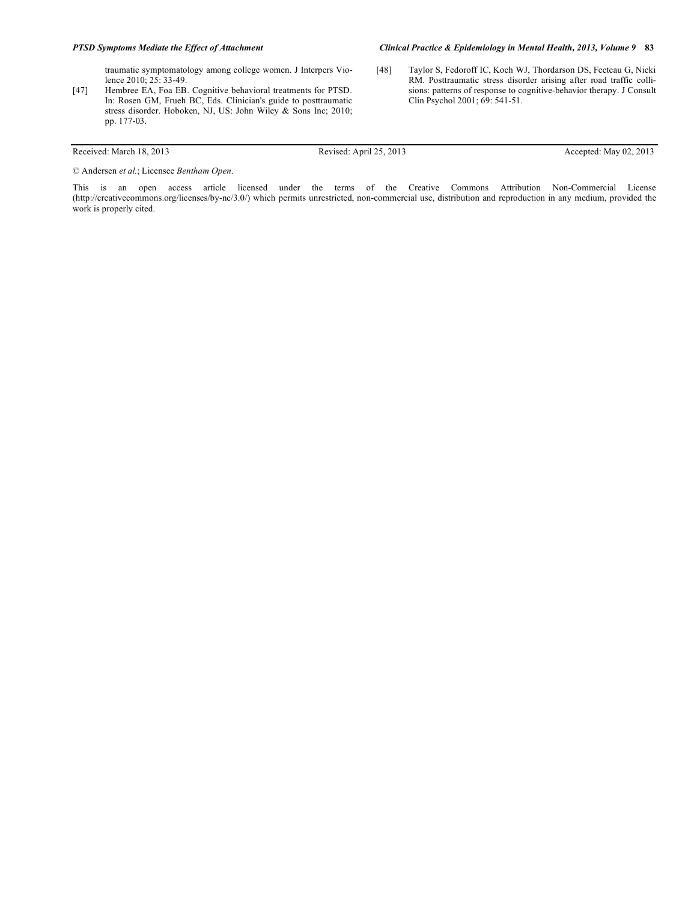traumatic symptomatology among college women. J Interpers Violence 2010; 25: 33-49.

[47] Hembree EA, Foa EB. Cognitive behavioral treatments for PTSD. In: Rosen GM, Frueh BC, Eds. Clinician's guide to posttraumatic stress disorder. Hoboken, NJ, US: John Wiley & Sons Inc; 2010; pp. 177-03.

[48] Taylor S, Fedoroff IC, Koch WJ, Thordarson DS, Fecteau G, Nicki RM. Posttraumatic stress disorder arising after road traffic collisions: patterns of response to cognitive-behavior therapy. J Consult Clin Psychol 2001; 69: 541-51.

Received: March 18, 2013 Revised: April 25, 2013 Accepted: May 02, 2013

© Andersen *et al.*; Licensee *Bentham Open*.

This is an open access article licensed under the terms of the Creative Commons Attribution Non-Commercial License (http://creativecommons.org/licenses/by-nc/3.0/) which permits unrestricted, non-commercial use, distribution and reproduction in any medium, provided the work is properly cited.